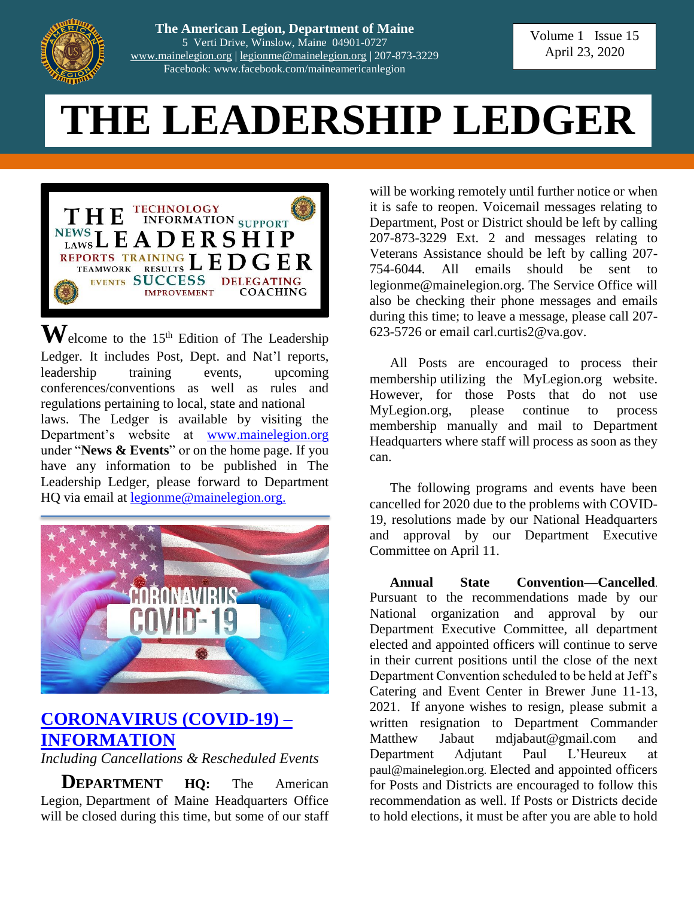The American Legion, Department of Maine
5 Verti Drive, Winslow, Maine 04901-0727
www.mainelegion.org | legionme@mainelegion.org | 207-873-3229
Facebook: www.facebook.com/maineamericanlegion

Volume 1 Issue 15
April 23, 2020

# THE LEADERSHIP LEDGER

**W**elcome to the 15th Edition of The Leadership Ledger. It includes Post, Dept. and Nat'l reports, leadership training events, upcoming conferences/conventions as well as rules and regulations pertaining to local, state and national laws. The Ledger is available by visiting the Department's website at www.mainelegion.org under "**News & Events**" or on the home page. If you have any information to be published in The Leadership Ledger, please forward to Department HQ via email at legionme@mainelegion.org.

## CORONAVIRUS (COVID-19) – INFORMATION

*Including Cancellations & Rescheduled Events*

**DEPARTMENT HQ:** The American Legion, Department of Maine Headquarters Office will be closed during this time, but some of our staff will be working remotely until further notice or when it is safe to reopen. Voicemail messages relating to Department, Post or District should be left by calling 207-873-3229 Ext. 2 and messages relating to Veterans Assistance should be left by calling 207-754-6044. All emails should be sent to legionme@mainelegion.org. The Service Office will also be checking their phone messages and emails during this time; to leave a message, please call 207-623-5726 or email carl.curtis2@va.gov.

All Posts are encouraged to process their membership utilizing the MyLegion.org website. However, for those Posts that do not use MyLegion.org, please continue to process membership manually and mail to Department Headquarters where staff will process as soon as they can.

The following programs and events have been cancelled for 2020 due to the problems with COVID-19, resolutions made by our National Headquarters and approval by our Department Executive Committee on April 11.

**Annual State Convention—Cancelled**. Pursuant to the recommendations made by our National organization and approval by our Department Executive Committee, all department elected and appointed officers will continue to serve in their current positions until the close of the next Department Convention scheduled to be held at Jeff's Catering and Event Center in Brewer June 11-13, 2021. If anyone wishes to resign, please submit a written resignation to Department Commander Matthew Jabaut mdjabaut@gmail.com and Department Adjutant Paul L'Heureux at paul@mainelegion.org. Elected and appointed officers for Posts and Districts are encouraged to follow this recommendation as well. If Posts or Districts decide to hold elections, it must be after you are able to hold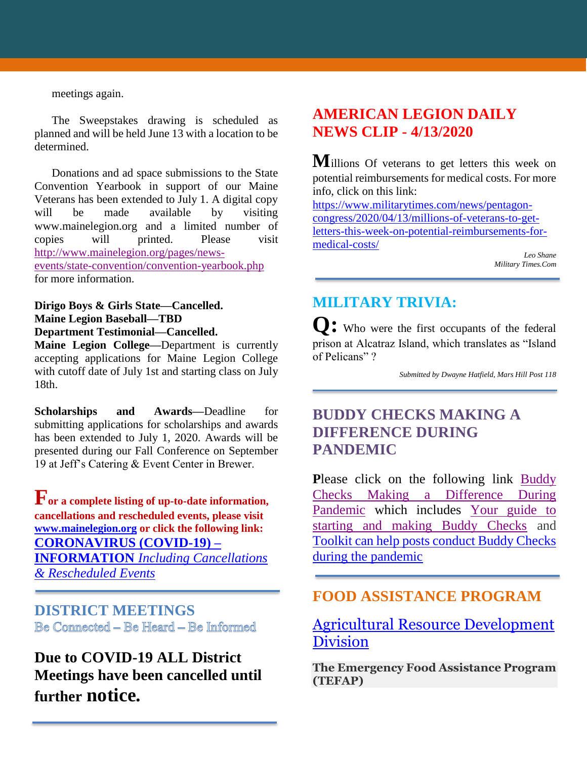meetings again.

The Sweepstakes drawing is scheduled as planned and will be held June 13 with a location to be determined.

Donations and ad space submissions to the State Convention Yearbook in support of our Maine Veterans has been extended to July 1. A digital copy will be made available by visiting www.mainelegion.org and a limited number of copies will printed. Please visit http://www.mainelegion.org/pages/news-events/state-convention/convention-yearbook.php for more information.

**Dirigo Boys & Girls State—Cancelled.**
**Maine Legion Baseball—TBD**
**Department Testimonial—Cancelled.**
**Maine Legion College**—Department is currently accepting applications for Maine Legion College with cutoff date of July 1st and starting class on July 18th.

**Scholarships and Awards**—Deadline for submitting applications for scholarships and awards has been extended to July 1, 2020. Awards will be presented during our Fall Conference on September 19 at Jeff's Catering & Event Center in Brewer.

**For a complete listing of up-to-date information, cancellations and rescheduled events, please visit www.mainelegion.org or click the following link:**
**CORONAVIRUS (COVID-19) – INFORMATION** *Including Cancellations & Rescheduled Events*

## DISTRICT MEETINGS

Be Connected – Be Heard – Be Informed

**Due to COVID-19 ALL District Meetings have been cancelled until further notice.**

## AMERICAN LEGION DAILY NEWS CLIP - 4/13/2020

Millions Of veterans to get letters this week on potential reimbursements for medical costs. For more info, click on this link: https://www.militarytimes.com/news/pentagon-congress/2020/04/13/millions-of-veterans-to-get-letters-this-week-on-potential-reimbursements-for-medical-costs/

*Leo Shane*
*Military Times.Com*

## MILITARY TRIVIA:

**Q:** Who were the first occupants of the federal prison at Alcatraz Island, which translates as "Island of Pelicans" ?

*Submitted by Dwayne Hatfield, Mars Hill Post 118*

## BUDDY CHECKS MAKING A DIFFERENCE DURING PANDEMIC

**P**lease click on the following link Buddy Checks Making a Difference During Pandemic which includes Your guide to starting and making Buddy Checks and Toolkit can help posts conduct Buddy Checks during the pandemic

## FOOD ASSISTANCE PROGRAM

Agricultural Resource Development Division

**The Emergency Food Assistance Program (TEFAP)**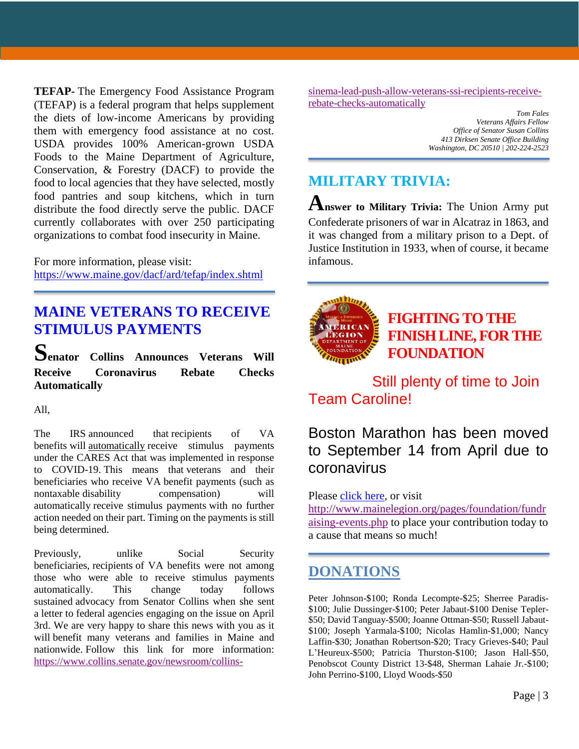**TEFAP-** The Emergency Food Assistance Program (TEFAP) is a federal program that helps supplement the diets of low-income Americans by providing them with emergency food assistance at no cost. USDA provides 100% American-grown USDA Foods to the Maine Department of Agriculture, Conservation, & Forestry (DACF) to provide the food to local agencies that they have selected, mostly food pantries and soup kitchens, which in turn distribute the food directly serve the public. DACF currently collaborates with over 250 participating organizations to combat food insecurity in Maine.

For more information, please visit: https://www.maine.gov/dacf/ard/tefap/index.shtml

## MAINE VETERANS TO RECEIVE STIMULUS PAYMENTS

**Senator Collins Announces Veterans Will Receive Coronavirus Rebate Checks Automatically**

All,

The IRS announced that recipients of VA benefits will automatically receive stimulus payments under the CARES Act that was implemented in response to COVID-19. This means that veterans and their beneficiaries who receive VA benefit payments (such as nontaxable disability compensation) will automatically receive stimulus payments with no further action needed on their part. Timing on the payments is still being determined.

Previously, unlike Social Security beneficiaries, recipients of VA benefits were not among those who were able to receive stimulus payments automatically. This change today follows sustained advocacy from Senator Collins when she sent a letter to federal agencies engaging on the issue on April 3rd. We are very happy to share this news with you as it will benefit many veterans and families in Maine and nationwide. Follow this link for more information: https://www.collins.senate.gov/newsroom/collins-sinema-lead-push-allow-veterans-ssi-recipients-receive-rebate-checks-automatically

*Tom Fales*
*Veterans Affairs Fellow*
*Office of Senator Susan Collins*
*413 Dirksen Senate Office Building*
*Washington, DC 20510 | 202-224-2523*

## MILITARY TRIVIA:

**Answer to Military Trivia:** The Union Army put Confederate prisoners of war in Alcatraz in 1863, and it was changed from a military prison to a Dept. of Justice Institution in 1933, when of course, it became infamous.

## FIGHTING TO THE FINISH LINE, FOR THE FOUNDATION

Still plenty of time to Join Team Caroline!

Boston Marathon has been moved to September 14 from April due to coronavirus

Please click here, or visit http://www.mainelegion.org/pages/foundation/fundraising-events.php to place your contribution today to a cause that means so much!

## DONATIONS

Peter Johnson-$100; Ronda Lecompte-$25; Sherree Paradis-$100; Julie Dussinger-$100; Peter Jabaut-$100 Denise Tepler-$50; David Tanguay-$500; Joanne Ottman-$50; Russell Jabaut-$100; Joseph Yarmala-$100; Nicolas Hamlin-$1,000; Nancy Laffin-$30; Jonathan Robertson-$20; Tracy Grieves-$40; Paul L'Heureux-$500; Patricia Thurston-$100; Jason Hall-$50, Penobscot County District 13-$48, Sherman Lahaie Jr.-$100; John Perrino-$100, Lloyd Woods-$50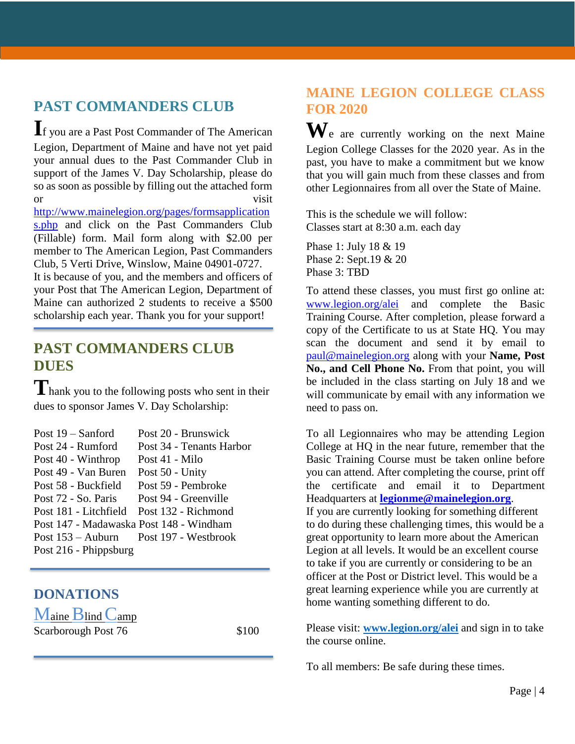## PAST COMMANDERS CLUB

If you are a Past Post Commander of The American Legion, Department of Maine and have not yet paid your annual dues to the Past Commander Club in support of the James V. Day Scholarship, please do so as soon as possible by filling out the attached form or visit http://www.mainelegion.org/pages/formsapplications.php and click on the Past Commanders Club (Fillable) form. Mail form along with $2.00 per member to The American Legion, Past Commanders Club, 5 Verti Drive, Winslow, Maine 04901-0727.
It is because of you, and the members and officers of your Post that The American Legion, Department of Maine can authorized 2 students to receive a $500 scholarship each year. Thank you for your support!

## PAST COMMANDERS CLUB DUES

Thank you to the following posts who sent in their dues to sponsor James V. Day Scholarship:

| | |
|---|---|
| Post 19 – Sanford | Post 20 - Brunswick |
| Post 24 - Rumford | Post 34 - Tenants Harbor |
| Post 40 - Winthrop | Post 41 - Milo |
| Post 49 - Van Buren | Post 50 - Unity |
| Post 58 - Buckfield | Post 59 - Pembroke |
| Post 72 - So. Paris | Post 94 - Greenville |
| Post 181 - Litchfield | Post 132 - Richmond |
| Post 147 - Madawaska | Post 148 - Windham |
| Post 153 – Auburn | Post 197 - Westbrook |
| Post 216 - Phippsburg | |

## DONATIONS

Maine Blind Camp

Scarborough Post 76 $100

## MAINE LEGION COLLEGE CLASS FOR 2020

We are currently working on the next Maine Legion College Classes for the 2020 year. As in the past, you have to make a commitment but we know that you will gain much from these classes and from other Legionnaires from all over the State of Maine.

This is the schedule we will follow:
Classes start at 8:30 a.m. each day

Phase 1: July 18 & 19
Phase 2: Sept.19 & 20
Phase 3: TBD

To attend these classes, you must first go online at: www.legion.org/alei and complete the Basic Training Course. After completion, please forward a copy of the Certificate to us at State HQ. You may scan the document and send it by email to paul@mainelegion.org along with your **Name, Post No., and Cell Phone No.** From that point, you will be included in the class starting on July 18 and we will communicate by email with any information we need to pass on.

To all Legionnaires who may be attending Legion College at HQ in the near future, remember that the Basic Training Course must be taken online before you can attend. After completing the course, print off the certificate and email it to Department Headquarters at **legionme@mainelegion.org**.
If you are currently looking for something different to do during these challenging times, this would be a great opportunity to learn more about the American Legion at all levels. It would be an excellent course to take if you are currently or considering to be an officer at the Post or District level. This would be a great learning experience while you are currently at home wanting something different to do.

Please visit: **www.legion.org/alei** and sign in to take the course online.

To all members: Be safe during these times.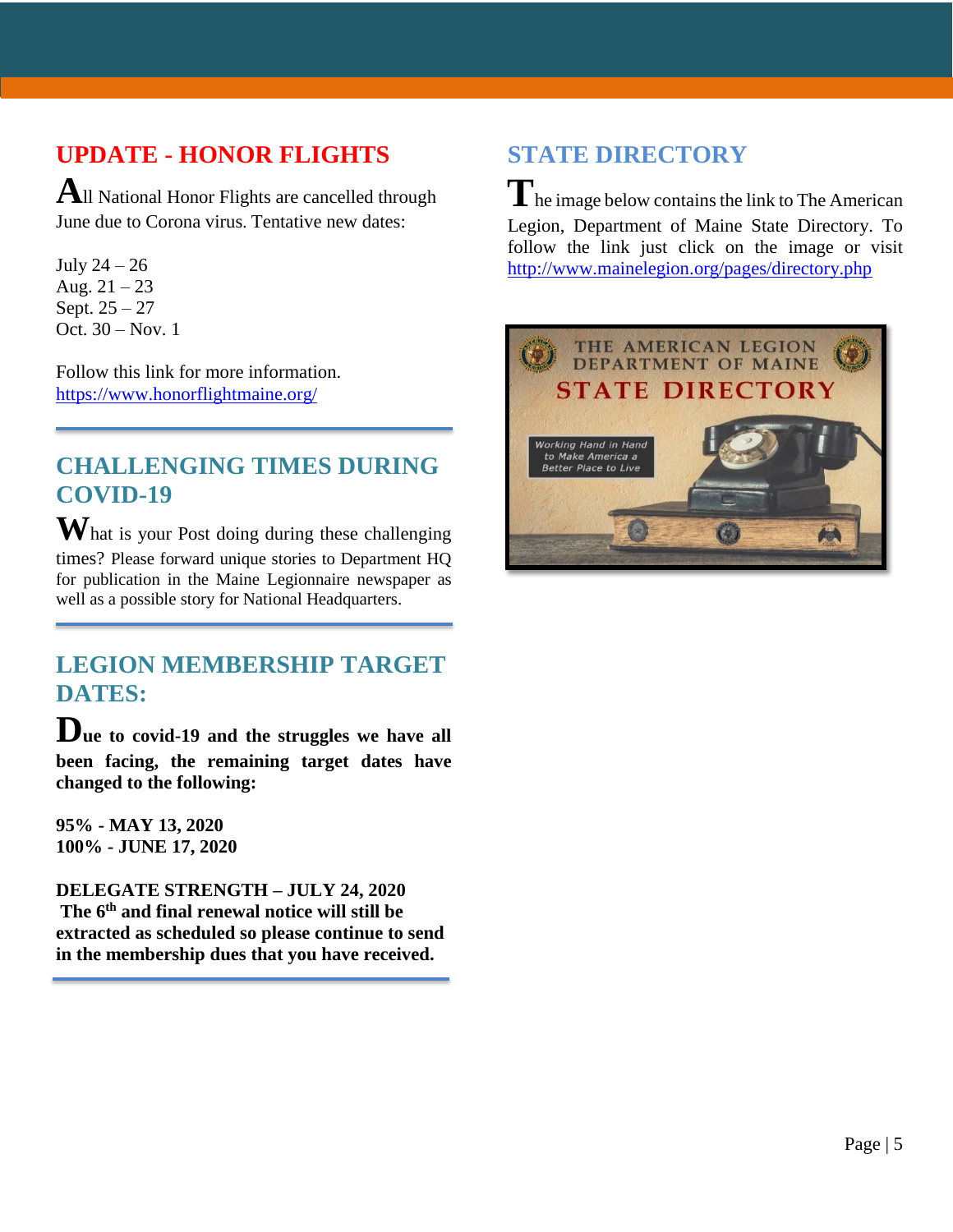## UPDATE - HONOR FLIGHTS

All National Honor Flights are cancelled through June due to Corona virus. Tentative new dates:

July 24 – 26
Aug. 21 – 23
Sept. 25 – 27
Oct. 30 – Nov. 1

Follow this link for more information.
https://www.honorflightmaine.org/

## CHALLENGING TIMES DURING COVID-19

What is your Post doing during these challenging times? Please forward unique stories to Department HQ for publication in the Maine Legionnaire newspaper as well as a possible story for National Headquarters.

## LEGION MEMBERSHIP TARGET DATES:

**Due to covid-19 and the struggles we have all been facing, the remaining target dates have changed to the following:**

**95% - MAY 13, 2020**
**100% - JUNE 17, 2020**

**DELEGATE STRENGTH – JULY 24, 2020**
**The 6th and final renewal notice will still be extracted as scheduled so please continue to send in the membership dues that you have received.**

## STATE DIRECTORY

The image below contains the link to The American Legion, Department of Maine State Directory. To follow the link just click on the image or visit http://www.mainelegion.org/pages/directory.php